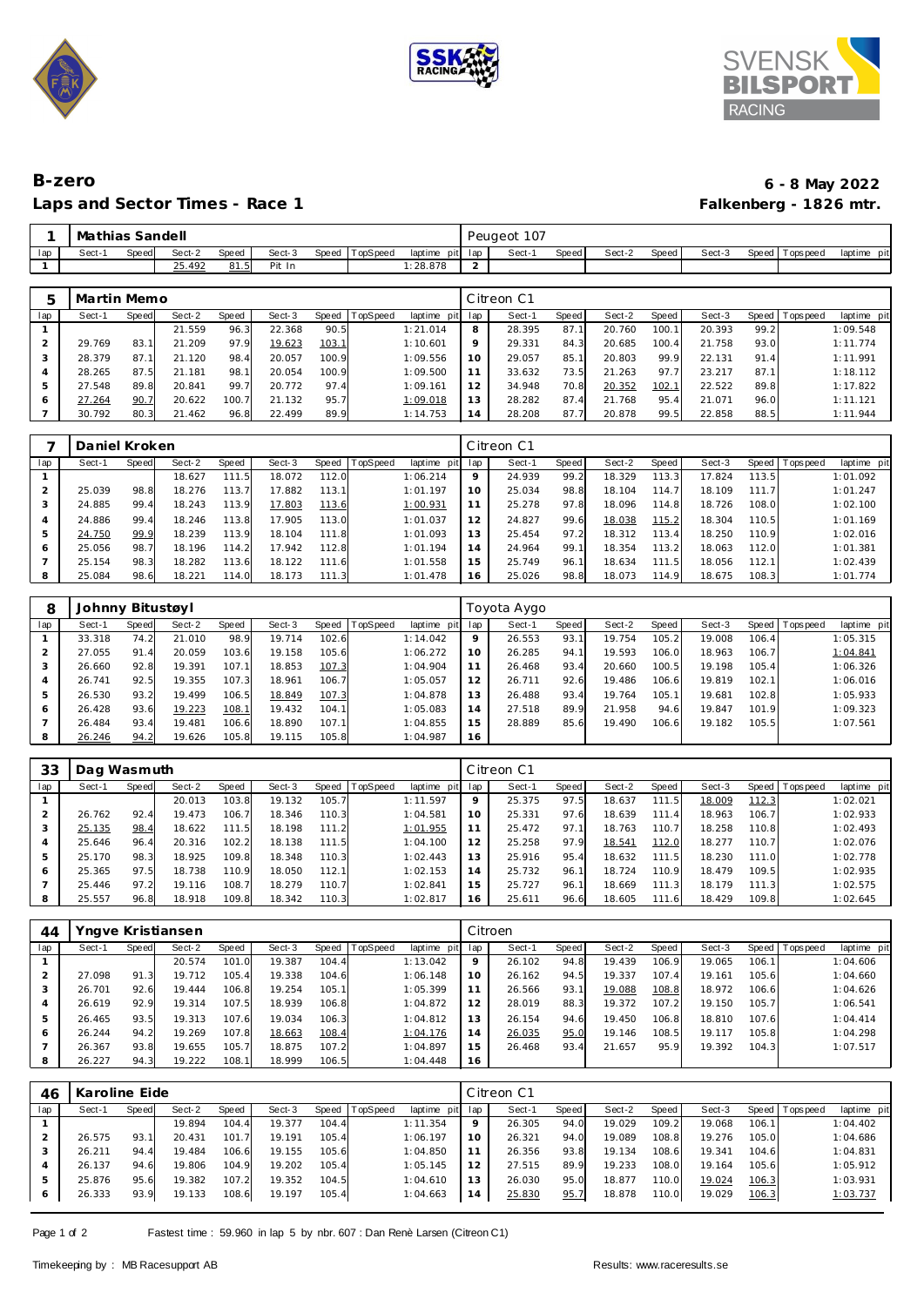# B-zero

## Laps and Sector Times - Race 1

**6 - 8 May 2022**
**Falkenberg - 1826 mtr.**

| 1 | Mathias Sandell | | | | | | | | Peugeot 107 | | | | | | | | |
|---|---|---|---|---|---|---|---|---|---|---|---|---|---|---|---|---|---|
| lap | Sect-1 | Speed | Sect-2 | Speed | Sect-3 | Speed | TopSpeed | laptime pit | lap | Sect-1 | Speed | Sect-2 | Speed | Sect-3 | Speed | Topspeed | laptime pit |
| 1 | | | 25.492 | 81.5 | Pit In | | | 1:28.878 | 2 | | | | | | | | |

| 5 | Martin Memo | | | | | | | | Citreon C1 | | | | | | | | |
|---|---|---|---|---|---|---|---|---|---|---|---|---|---|---|---|---|---|
| lap | Sect-1 | Speed | Sect-2 | Speed | Sect-3 | Speed | TopSpeed | laptime pit | lap | Sect-1 | Speed | Sect-2 | Speed | Sect-3 | Speed | Topspeed | laptime pit |
| 1 | | | 21.559 | 96.3 | 22.368 | 90.5 | | 1:21.014 | 8 | 28.395 | 87.1 | 20.760 | 100.1 | 20.393 | 99.2 | | 1:09.548 |
| 2 | 29.769 | 83.1 | 21.209 | 97.9 | 19.623 | 103.1 | | 1:10.601 | 9 | 29.331 | 84.3 | 20.685 | 100.4 | 21.758 | 93.0 | | 1:11.774 |
| 3 | 28.379 | 87.1 | 21.120 | 98.4 | 20.057 | 100.9 | | 1:09.556 | 10 | 29.057 | 85.1 | 20.803 | 99.9 | 22.131 | 91.4 | | 1:11.991 |
| 4 | 28.265 | 87.5 | 21.181 | 98.1 | 20.054 | 100.9 | | 1:09.500 | 11 | 33.632 | 73.5 | 21.263 | 97.7 | 23.217 | 87.1 | | 1:18.112 |
| 5 | 27.548 | 89.8 | 20.841 | 99.7 | 20.772 | 97.4 | | 1:09.161 | 12 | 34.948 | 70.8 | 20.352 | 102.1 | 22.522 | 89.8 | | 1:17.822 |
| 6 | 27.264 | 90.7 | 20.622 | 100.7 | 21.132 | 95.7 | | 1:09.018 | 13 | 28.282 | 87.4 | 21.768 | 95.4 | 21.071 | 96.0 | | 1:11.121 |
| 7 | 30.792 | 80.3 | 21.462 | 96.8 | 22.499 | 89.9 | | 1:14.753 | 14 | 28.208 | 87.7 | 20.878 | 99.5 | 22.858 | 88.5 | | 1:11.944 |

| 7 | Daniel Kroken | | | | | | | | Citreon C1 | | | | | | | | |
|---|---|---|---|---|---|---|---|---|---|---|---|---|---|---|---|---|---|
| lap | Sect-1 | Speed | Sect-2 | Speed | Sect-3 | Speed | TopSpeed | laptime pit | lap | Sect-1 | Speed | Sect-2 | Speed | Sect-3 | Speed | Topspeed | laptime pit |
| 1 | | | 18.627 | 111.5 | 18.072 | 112.0 | | 1:06.214 | 9 | 24.939 | 99.2 | 18.329 | 113.3 | 17.824 | 113.5 | | 1:01.092 |
| 2 | 25.039 | 98.8 | 18.276 | 113.7 | 17.882 | 113.1 | | 1:01.197 | 10 | 25.034 | 98.8 | 18.104 | 114.7 | 18.109 | 111.7 | | 1:01.247 |
| 3 | 24.885 | 99.4 | 18.243 | 113.9 | 17.803 | 113.6 | | 1:00.931 | 11 | 25.278 | 97.8 | 18.096 | 114.8 | 18.726 | 108.0 | | 1:02.100 |
| 4 | 24.886 | 99.4 | 18.246 | 113.8 | 17.905 | 113.0 | | 1:01.037 | 12 | 24.827 | 99.6 | 18.038 | 115.2 | 18.304 | 110.5 | | 1:01.169 |
| 5 | 24.750 | 99.9 | 18.239 | 113.9 | 18.104 | 111.8 | | 1:01.093 | 13 | 25.454 | 97.2 | 18.312 | 113.4 | 18.250 | 110.9 | | 1:02.016 |
| 6 | 25.056 | 98.7 | 18.196 | 114.2 | 17.942 | 112.8 | | 1:01.194 | 14 | 24.964 | 99.1 | 18.354 | 113.2 | 18.063 | 112.0 | | 1:01.381 |
| 7 | 25.154 | 98.3 | 18.282 | 113.6 | 18.122 | 111.6 | | 1:01.558 | 15 | 25.749 | 96.1 | 18.634 | 111.5 | 18.056 | 112.1 | | 1:02.439 |
| 8 | 25.084 | 98.6 | 18.221 | 114.0 | 18.173 | 111.3 | | 1:01.478 | 16 | 25.026 | 98.8 | 18.073 | 114.9 | 18.675 | 108.3 | | 1:01.774 |

| 8 | Johnny Bitustøyl | | | | | | | | Toyota Aygo | | | | | | | | |
|---|---|---|---|---|---|---|---|---|---|---|---|---|---|---|---|---|---|
| lap | Sect-1 | Speed | Sect-2 | Speed | Sect-3 | Speed | TopSpeed | laptime pit | lap | Sect-1 | Speed | Sect-2 | Speed | Sect-3 | Speed | Topspeed | laptime pit |
| 1 | 33.318 | 74.2 | 21.010 | 98.9 | 19.714 | 102.6 | | 1:14.042 | 9 | 26.553 | 93.1 | 19.754 | 105.2 | 19.008 | 106.4 | | 1:05.315 |
| 2 | 27.055 | 91.4 | 20.059 | 103.6 | 19.158 | 105.6 | | 1:06.272 | 10 | 26.285 | 94.1 | 19.593 | 106.0 | 18.963 | 106.7 | | 1:04.841 |
| 3 | 26.660 | 92.8 | 19.391 | 107.1 | 18.853 | 107.3 | | 1:04.904 | 11 | 26.468 | 93.4 | 20.660 | 100.5 | 19.198 | 105.4 | | 1:06.326 |
| 4 | 26.741 | 92.5 | 19.355 | 107.3 | 18.961 | 106.7 | | 1:05.057 | 12 | 26.711 | 92.6 | 19.486 | 106.6 | 19.819 | 102.1 | | 1:06.016 |
| 5 | 26.530 | 93.2 | 19.499 | 106.5 | 18.849 | 107.3 | | 1:04.878 | 13 | 26.488 | 93.4 | 19.764 | 105.1 | 19.681 | 102.8 | | 1:05.933 |
| 6 | 26.428 | 93.6 | 19.223 | 108.1 | 19.432 | 104.1 | | 1:05.083 | 14 | 27.518 | 89.9 | 21.958 | 94.6 | 19.847 | 101.9 | | 1:09.323 |
| 7 | 26.484 | 93.4 | 19.481 | 106.6 | 18.890 | 107.1 | | 1:04.855 | 15 | 28.889 | 85.6 | 19.490 | 106.6 | 19.182 | 105.5 | | 1:07.561 |
| 8 | 26.246 | 94.2 | 19.626 | 105.8 | 19.115 | 105.8 | | 1:04.987 | 16 | | | | | | | | |

| 33 | Dag Wasmuth | | | | | | | | Citreon C1 | | | | | | | | |
|---|---|---|---|---|---|---|---|---|---|---|---|---|---|---|---|---|---|
| lap | Sect-1 | Speed | Sect-2 | Speed | Sect-3 | Speed | TopSpeed | laptime pit | lap | Sect-1 | Speed | Sect-2 | Speed | Sect-3 | Speed | Topspeed | laptime pit |
| 1 | | | 20.013 | 103.8 | 19.132 | 105.7 | | 1:11.597 | 9 | 25.375 | 97.5 | 18.637 | 111.5 | 18.009 | 112.3 | | 1:02.021 |
| 2 | 26.762 | 92.4 | 19.473 | 106.7 | 18.346 | 110.3 | | 1:04.581 | 10 | 25.331 | 97.6 | 18.639 | 111.4 | 18.963 | 106.7 | | 1:02.933 |
| 3 | 25.135 | 98.4 | 18.622 | 111.5 | 18.198 | 111.2 | | 1:01.955 | 11 | 25.472 | 97.1 | 18.763 | 110.7 | 18.258 | 110.8 | | 1:02.493 |
| 4 | 25.646 | 96.4 | 20.316 | 102.2 | 18.138 | 111.5 | | 1:04.100 | 12 | 25.258 | 97.9 | 18.541 | 112.0 | 18.277 | 110.7 | | 1:02.076 |
| 5 | 25.170 | 98.3 | 18.925 | 109.8 | 18.348 | 110.3 | | 1:02.443 | 13 | 25.916 | 95.4 | 18.632 | 111.5 | 18.230 | 111.0 | | 1:02.778 |
| 6 | 25.365 | 97.5 | 18.738 | 110.9 | 18.050 | 112.1 | | 1:02.153 | 14 | 25.732 | 96.1 | 18.724 | 110.9 | 18.479 | 109.5 | | 1:02.935 |
| 7 | 25.446 | 97.2 | 19.116 | 108.7 | 18.279 | 110.7 | | 1:02.841 | 15 | 25.727 | 96.1 | 18.669 | 111.3 | 18.179 | 111.3 | | 1:02.575 |
| 8 | 25.557 | 96.8 | 18.918 | 109.8 | 18.342 | 110.3 | | 1:02.817 | 16 | 25.611 | 96.6 | 18.605 | 111.6 | 18.429 | 109.8 | | 1:02.645 |

| 44 | Yngve Kristiansen | | | | | | | | Citroen | | | | | | | | |
|---|---|---|---|---|---|---|---|---|---|---|---|---|---|---|---|---|---|
| lap | Sect-1 | Speed | Sect-2 | Speed | Sect-3 | Speed | TopSpeed | laptime pit | lap | Sect-1 | Speed | Sect-2 | Speed | Sect-3 | Speed | Topspeed | laptime pit |
| 1 | | | 20.574 | 101.0 | 19.387 | 104.4 | | 1:13.042 | 9 | 26.102 | 94.8 | 19.439 | 106.9 | 19.065 | 106.1 | | 1:04.606 |
| 2 | 27.098 | 91.3 | 19.712 | 105.4 | 19.338 | 104.6 | | 1:06.148 | 10 | 26.162 | 94.5 | 19.337 | 107.4 | 19.161 | 105.6 | | 1:04.660 |
| 3 | 26.701 | 92.6 | 19.444 | 106.8 | 19.254 | 105.1 | | 1:05.399 | 11 | 26.566 | 93.1 | 19.088 | 108.8 | 18.972 | 106.6 | | 1:04.626 |
| 4 | 26.619 | 92.9 | 19.314 | 107.5 | 18.939 | 106.8 | | 1:04.872 | 12 | 28.019 | 88.3 | 19.372 | 107.2 | 19.150 | 105.7 | | 1:06.541 |
| 5 | 26.465 | 93.5 | 19.313 | 107.6 | 19.034 | 106.3 | | 1:04.812 | 13 | 26.154 | 94.6 | 19.450 | 106.8 | 18.810 | 107.6 | | 1:04.414 |
| 6 | 26.244 | 94.2 | 19.269 | 107.8 | 18.663 | 108.4 | | 1:04.176 | 14 | 26.035 | 95.0 | 19.146 | 108.5 | 19.117 | 105.8 | | 1:04.298 |
| 7 | 26.367 | 93.8 | 19.655 | 105.7 | 18.875 | 107.2 | | 1:04.897 | 15 | 26.468 | 93.4 | 21.657 | 95.9 | 19.392 | 104.3 | | 1:07.517 |
| 8 | 26.227 | 94.3 | 19.222 | 108.1 | 18.999 | 106.5 | | 1:04.448 | 16 | | | | | | | | |

| 46 | Karoline Eide | | | | | | | | Citreon C1 | | | | | | | | |
|---|---|---|---|---|---|---|---|---|---|---|---|---|---|---|---|---|---|
| lap | Sect-1 | Speed | Sect-2 | Speed | Sect-3 | Speed | TopSpeed | laptime pit | lap | Sect-1 | Speed | Sect-2 | Speed | Sect-3 | Speed | Topspeed | laptime pit |
| 1 | | | 19.894 | 104.4 | 19.377 | 104.4 | | 1:11.354 | 9 | 26.305 | 94.0 | 19.029 | 109.2 | 19.068 | 106.1 | | 1:04.402 |
| 2 | 26.575 | 93.1 | 20.431 | 101.7 | 19.191 | 105.4 | | 1:06.197 | 10 | 26.321 | 94.0 | 19.089 | 108.8 | 19.276 | 105.0 | | 1:04.686 |
| 3 | 26.211 | 94.4 | 19.484 | 106.6 | 19.155 | 105.6 | | 1:04.850 | 11 | 26.356 | 93.8 | 19.134 | 108.6 | 19.341 | 104.6 | | 1:04.831 |
| 4 | 26.137 | 94.6 | 19.806 | 104.9 | 19.202 | 105.4 | | 1:05.145 | 12 | 27.515 | 89.9 | 19.233 | 108.0 | 19.164 | 105.6 | | 1:05.912 |
| 5 | 25.876 | 95.6 | 19.382 | 107.2 | 19.352 | 104.5 | | 1:04.610 | 13 | 26.030 | 95.0 | 18.877 | 110.0 | 19.024 | 106.3 | | 1:03.931 |
| 6 | 26.333 | 93.9 | 19.133 | 108.6 | 19.197 | 105.4 | | 1:04.663 | 14 | 25.830 | 95.7 | 18.878 | 110.0 | 19.029 | 106.3 | | 1:03.737 |

Fastest time : 59.960 in lap 5 by nbr. 607 : Dan Renè Larsen (Citreon C1)

Timekeeping by : MB Racesupport AB

Results: www.raceresults.se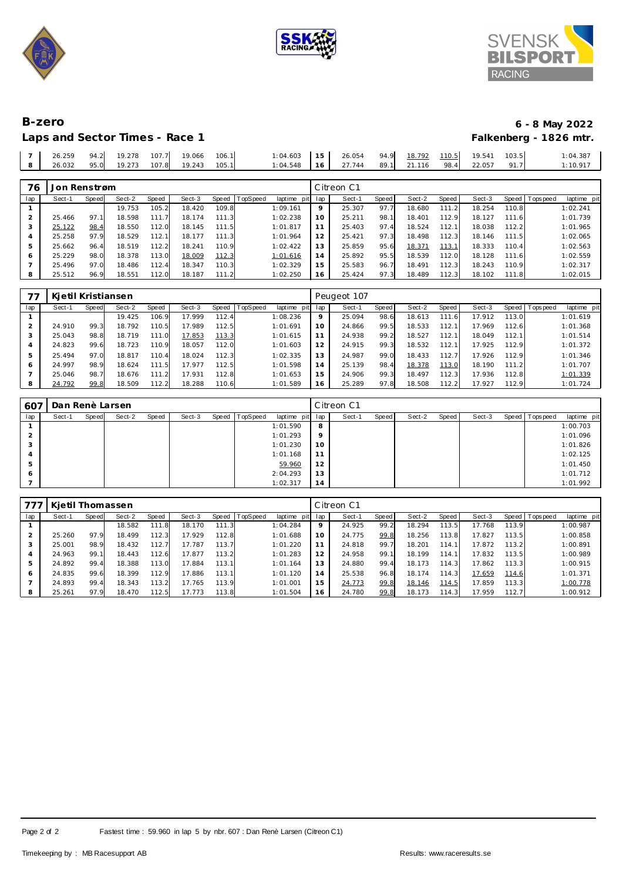# B-zero

**6 - 8 May 2022**

## Laps and Sector Times - Race 1

**Falkenberg - 1826 mtr.**

| lap | Sect-1 | Speed | Sect-2 | Speed | Sect-3 | Speed | TopSpeed | laptime pit | lap | Sect-1 | Speed | Sect-2 | Speed | Sect-3 | Speed | Topspeed | laptime pit |
|---|---|---|---|---|---|---|---|---|---|---|---|---|---|---|---|---|---|
| 7 | 26.259 | 94.2 | 19.278 | 107.7 | 19.066 | 106.1 | | 1:04.603 | 15 | 26.054 | 94.9 | 18.792 | 110.5 | 19.541 | 103.5 | | 1:04.387 |
| 8 | 26.032 | 95.0 | 19.273 | 107.8 | 19.243 | 105.1 | | 1:04.548 | 16 | 27.744 | 89.1 | 21.116 | 98.4 | 22.057 | 91.7 | | 1:10.917 |

### 76 Jon Renstrøm — Citreon C1

| lap | Sect-1 | Speed | Sect-2 | Speed | Sect-3 | Speed | TopSpeed | laptime pit | lap | Sect-1 | Speed | Sect-2 | Speed | Sect-3 | Speed | Topspeed | laptime pit |
|---|---|---|---|---|---|---|---|---|---|---|---|---|---|---|---|---|---|
| 1 | | | 19.753 | 105.2 | 18.420 | 109.8 | | 1:09.161 | 9 | 25.307 | 97.7 | 18.680 | 111.2 | 18.254 | 110.8 | | 1:02.241 |
| 2 | 25.466 | 97.1 | 18.598 | 111.7 | 18.174 | 111.3 | | 1:02.238 | 10 | 25.211 | 98.1 | 18.401 | 112.9 | 18.127 | 111.6 | | 1:01.739 |
| 3 | 25.122 | 98.4 | 18.550 | 112.0 | 18.145 | 111.5 | | 1:01.817 | 11 | 25.403 | 97.4 | 18.524 | 112.1 | 18.038 | 112.2 | | 1:01.965 |
| 4 | 25.258 | 97.9 | 18.529 | 112.1 | 18.177 | 111.3 | | 1:01.964 | 12 | 25.421 | 97.3 | 18.498 | 112.3 | 18.146 | 111.5 | | 1:02.065 |
| 5 | 25.662 | 96.4 | 18.519 | 112.2 | 18.241 | 110.9 | | 1:02.422 | 13 | 25.859 | 95.6 | 18.371 | 113.1 | 18.333 | 110.4 | | 1:02.563 |
| 6 | 25.229 | 98.0 | 18.378 | 113.0 | 18.009 | 112.3 | | 1:01.616 | 14 | 25.892 | 95.5 | 18.539 | 112.0 | 18.128 | 111.6 | | 1:02.559 |
| 7 | 25.496 | 97.0 | 18.486 | 112.4 | 18.347 | 110.3 | | 1:02.329 | 15 | 25.583 | 96.7 | 18.491 | 112.3 | 18.243 | 110.9 | | 1:02.317 |
| 8 | 25.512 | 96.9 | 18.551 | 112.0 | 18.187 | 111.2 | | 1:02.250 | 16 | 25.424 | 97.3 | 18.489 | 112.3 | 18.102 | 111.8 | | 1:02.015 |

### 77 Kjetil Kristiansen — Peugeot 107

| lap | Sect-1 | Speed | Sect-2 | Speed | Sect-3 | Speed | TopSpeed | laptime pit | lap | Sect-1 | Speed | Sect-2 | Speed | Sect-3 | Speed | Topspeed | laptime pit |
|---|---|---|---|---|---|---|---|---|---|---|---|---|---|---|---|---|---|
| 1 | | | 19.425 | 106.9 | 17.999 | 112.4 | | 1:08.236 | 9 | 25.094 | 98.6 | 18.613 | 111.6 | 17.912 | 113.0 | | 1:01.619 |
| 2 | 24.910 | 99.3 | 18.792 | 110.5 | 17.989 | 112.5 | | 1:01.691 | 10 | 24.866 | 99.5 | 18.533 | 112.1 | 17.969 | 112.6 | | 1:01.368 |
| 3 | 25.043 | 98.8 | 18.719 | 111.0 | 17.853 | 113.3 | | 1:01.615 | 11 | 24.938 | 99.2 | 18.527 | 112.1 | 18.049 | 112.1 | | 1:01.514 |
| 4 | 24.823 | 99.6 | 18.723 | 110.9 | 18.057 | 112.0 | | 1:01.603 | 12 | 24.915 | 99.3 | 18.532 | 112.1 | 17.925 | 112.9 | | 1:01.372 |
| 5 | 25.494 | 97.0 | 18.817 | 110.4 | 18.024 | 112.3 | | 1:02.335 | 13 | 24.987 | 99.0 | 18.433 | 112.7 | 17.926 | 112.9 | | 1:01.346 |
| 6 | 24.997 | 98.9 | 18.624 | 111.5 | 17.977 | 112.5 | | 1:01.598 | 14 | 25.139 | 98.4 | 18.378 | 113.0 | 18.190 | 111.2 | | 1:01.707 |
| 7 | 25.046 | 98.7 | 18.676 | 111.2 | 17.931 | 112.8 | | 1:01.653 | 15 | 24.906 | 99.3 | 18.497 | 112.3 | 17.936 | 112.8 | | 1:01.339 |
| 8 | 24.792 | 99.8 | 18.509 | 112.2 | 18.288 | 110.6 | | 1:01.589 | 16 | 25.289 | 97.8 | 18.508 | 112.2 | 17.927 | 112.9 | | 1:01.724 |

### 607 Dan Renè Larsen — Citreon C1

| lap | Sect-1 | Speed | Sect-2 | Speed | Sect-3 | Speed | TopSpeed | laptime pit | lap | Sect-1 | Speed | Sect-2 | Speed | Sect-3 | Speed | Topspeed | laptime pit |
|---|---|---|---|---|---|---|---|---|---|---|---|---|---|---|---|---|---|
| 1 | | | | | | | | 1:01.590 | 8 | | | | | | | | 1:00.703 |
| 2 | | | | | | | | 1:01.293 | 9 | | | | | | | | 1:01.096 |
| 3 | | | | | | | | 1:01.230 | 10 | | | | | | | | 1:01.826 |
| 4 | | | | | | | | 1:01.168 | 11 | | | | | | | | 1:02.125 |
| 5 | | | | | | | | 59.960 | 12 | | | | | | | | 1:01.450 |
| 6 | | | | | | | | 2:04.293 | 13 | | | | | | | | 1:01.712 |
| 7 | | | | | | | | 1:02.317 | 14 | | | | | | | | 1:01.992 |

### 777 Kjetil Thomassen — Citreon C1

| lap | Sect-1 | Speed | Sect-2 | Speed | Sect-3 | Speed | TopSpeed | laptime pit | lap | Sect-1 | Speed | Sect-2 | Speed | Sect-3 | Speed | Topspeed | laptime pit |
|---|---|---|---|---|---|---|---|---|---|---|---|---|---|---|---|---|---|
| 1 | | | 18.582 | 111.8 | 18.170 | 111.3 | | 1:04.284 | 9 | 24.925 | 99.2 | 18.294 | 113.5 | 17.768 | 113.9 | | 1:00.987 |
| 2 | 25.260 | 97.9 | 18.499 | 112.3 | 17.929 | 112.8 | | 1:01.688 | 10 | 24.775 | 99.8 | 18.256 | 113.8 | 17.827 | 113.5 | | 1:00.858 |
| 3 | 25.001 | 98.9 | 18.432 | 112.7 | 17.787 | 113.7 | | 1:01.220 | 11 | 24.818 | 99.7 | 18.201 | 114.1 | 17.872 | 113.2 | | 1:00.891 |
| 4 | 24.963 | 99.1 | 18.443 | 112.6 | 17.877 | 113.2 | | 1:01.283 | 12 | 24.958 | 99.1 | 18.199 | 114.1 | 17.832 | 113.5 | | 1:00.989 |
| 5 | 24.892 | 99.4 | 18.388 | 113.0 | 17.884 | 113.1 | | 1:01.164 | 13 | 24.880 | 99.4 | 18.173 | 114.3 | 17.862 | 113.3 | | 1:00.915 |
| 6 | 24.835 | 99.6 | 18.399 | 112.9 | 17.886 | 113.1 | | 1:01.120 | 14 | 25.538 | 96.8 | 18.174 | 114.3 | 17.659 | 114.6 | | 1:01.371 |
| 7 | 24.893 | 99.4 | 18.343 | 113.2 | 17.765 | 113.9 | | 1:01.001 | 15 | 24.773 | 99.8 | 18.146 | 114.5 | 17.859 | 113.3 | | 1:00.778 |
| 8 | 25.261 | 97.9 | 18.470 | 112.5 | 17.773 | 113.8 | | 1:01.504 | 16 | 24.780 | 99.8 | 18.173 | 114.3 | 17.959 | 112.7 | | 1:00.912 |

Fastest time : 59.960 in lap 5 by nbr. 607 : Dan Renè Larsen (Citreon C1)

Timekeeping by : MB Racesupport AB

Results: www.raceresults.se